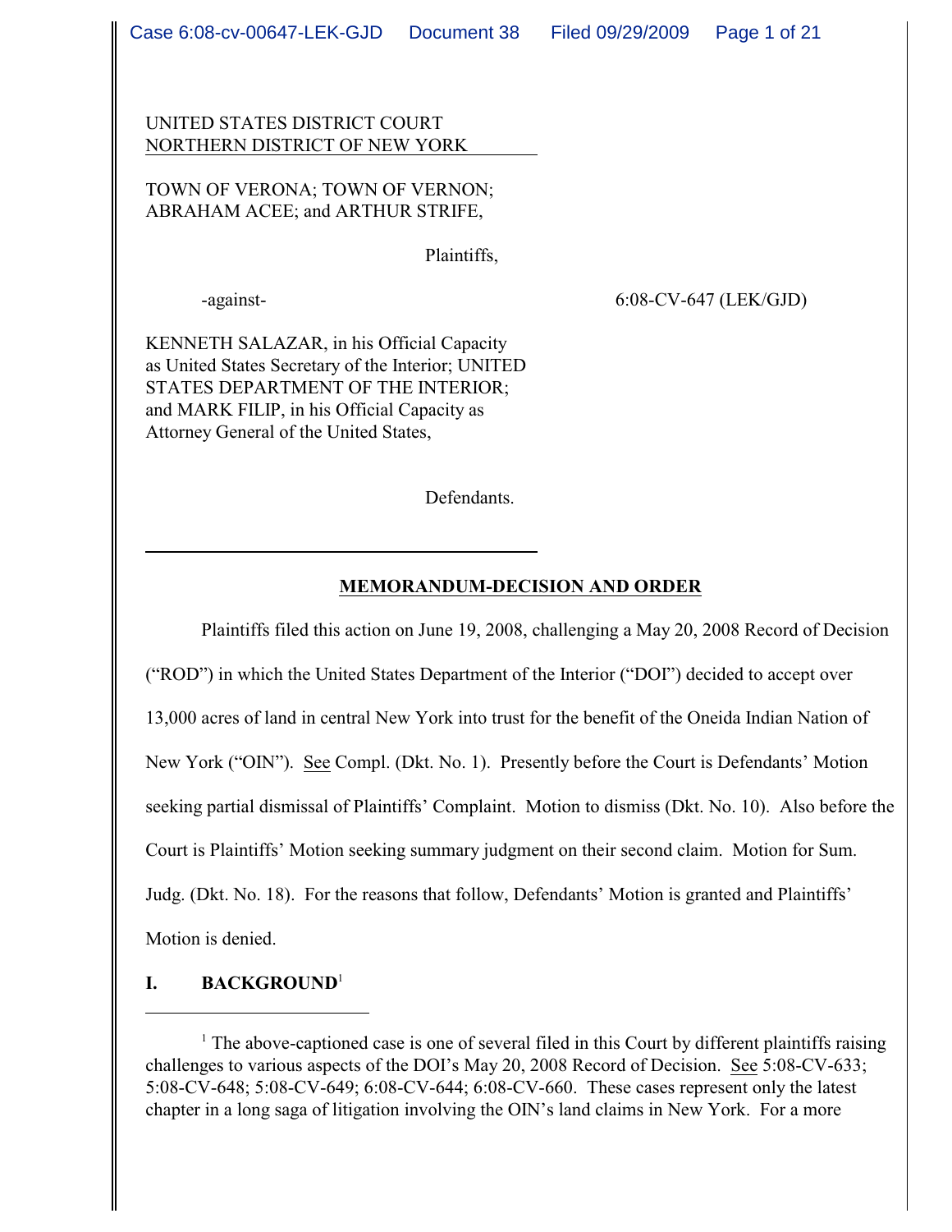UNITED STATES DISTRICT COURT
NORTHERN DISTRICT OF NEW YORK

TOWN OF VERONA; TOWN OF VERNON; ABRAHAM ACEE; and ARTHUR STRIFE,

Plaintiffs,

-against-

6:08-CV-647 (LEK/GJD)

KENNETH SALAZAR, in his Official Capacity as United States Secretary of the Interior; UNITED STATES DEPARTMENT OF THE INTERIOR; and MARK FILIP, in his Official Capacity as Attorney General of the United States,

Defendants.

## MEMORANDUM-DECISION AND ORDER

Plaintiffs filed this action on June 19, 2008, challenging a May 20, 2008 Record of Decision ("ROD") in which the United States Department of the Interior ("DOI") decided to accept over 13,000 acres of land in central New York into trust for the benefit of the Oneida Indian Nation of New York ("OIN"). See Compl. (Dkt. No. 1). Presently before the Court is Defendants' Motion seeking partial dismissal of Plaintiffs' Complaint. Motion to dismiss (Dkt. No. 10). Also before the Court is Plaintiffs' Motion seeking summary judgment on their second claim. Motion for Sum. Judg. (Dkt. No. 18). For the reasons that follow, Defendants' Motion is granted and Plaintiffs' Motion is denied.

## I. BACKGROUND[1]

[1] The above-captioned case is one of several filed in this Court by different plaintiffs raising challenges to various aspects of the DOI's May 20, 2008 Record of Decision. See 5:08-CV-633; 5:08-CV-648; 5:08-CV-649; 6:08-CV-644; 6:08-CV-660. These cases represent only the latest chapter in a long saga of litigation involving the OIN's land claims in New York. For a more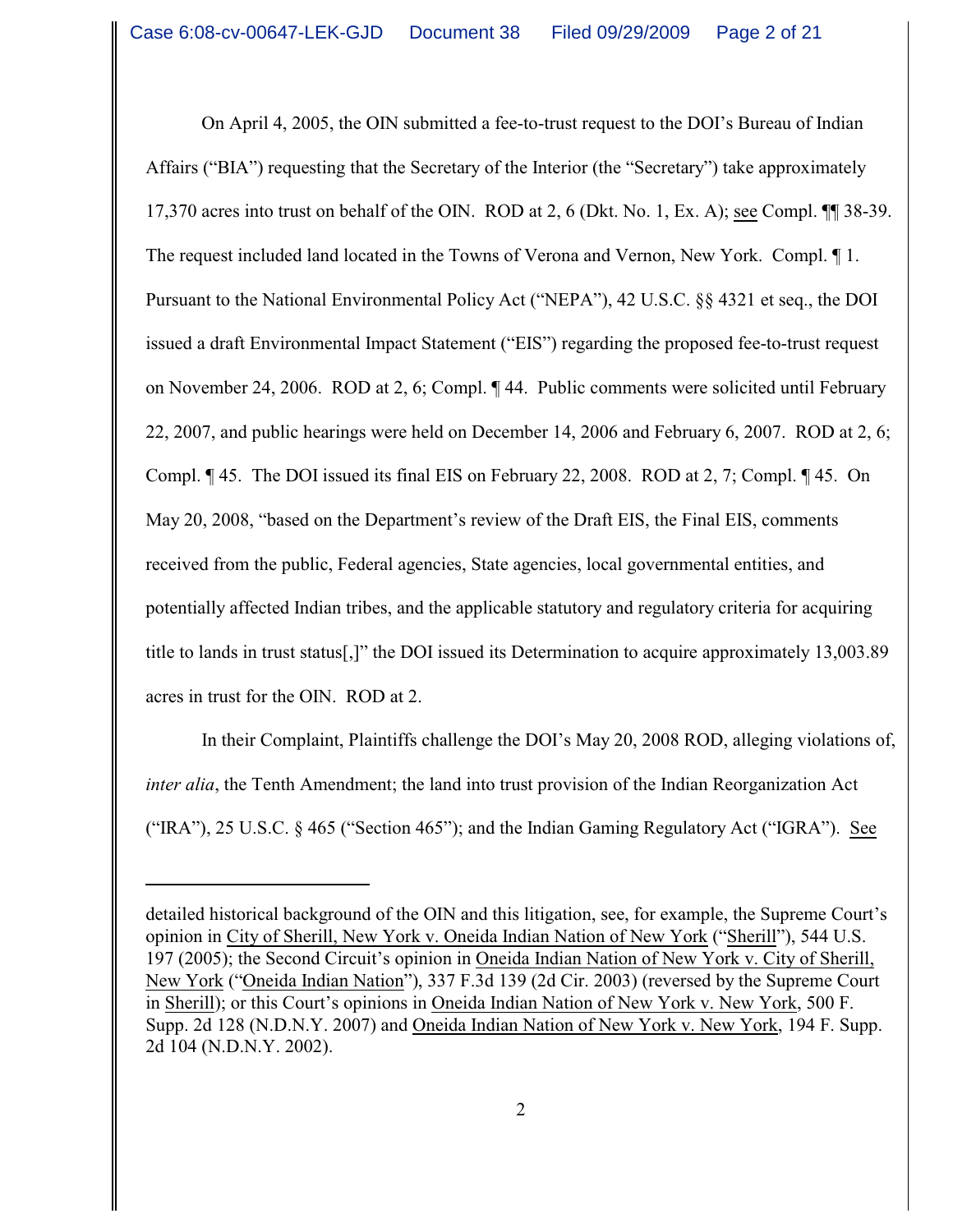On April 4, 2005, the OIN submitted a fee-to-trust request to the DOI's Bureau of Indian Affairs ("BIA") requesting that the Secretary of the Interior (the "Secretary") take approximately 17,370 acres into trust on behalf of the OIN. ROD at 2, 6 (Dkt. No. 1, Ex. A); see Compl. ¶¶ 38-39. The request included land located in the Towns of Verona and Vernon, New York. Compl. ¶ 1. Pursuant to the National Environmental Policy Act ("NEPA"), 42 U.S.C. §§ 4321 et seq., the DOI issued a draft Environmental Impact Statement ("EIS") regarding the proposed fee-to-trust request on November 24, 2006. ROD at 2, 6; Compl. ¶ 44. Public comments were solicited until February 22, 2007, and public hearings were held on December 14, 2006 and February 6, 2007. ROD at 2, 6; Compl. ¶ 45. The DOI issued its final EIS on February 22, 2008. ROD at 2, 7; Compl. ¶ 45. On May 20, 2008, "based on the Department's review of the Draft EIS, the Final EIS, comments received from the public, Federal agencies, State agencies, local governmental entities, and potentially affected Indian tribes, and the applicable statutory and regulatory criteria for acquiring title to lands in trust status[,]" the DOI issued its Determination to acquire approximately 13,003.89 acres in trust for the OIN. ROD at 2.

In their Complaint, Plaintiffs challenge the DOI's May 20, 2008 ROD, alleging violations of, *inter alia*, the Tenth Amendment; the land into trust provision of the Indian Reorganization Act ("IRA"), 25 U.S.C. § 465 ("Section 465"); and the Indian Gaming Regulatory Act ("IGRA"). See

---

detailed historical background of the OIN and this litigation, see, for example, the Supreme Court's opinion in City of Sherill, New York v. Oneida Indian Nation of New York ("Sherill"), 544 U.S. 197 (2005); the Second Circuit's opinion in Oneida Indian Nation of New York v. City of Sherill, New York ("Oneida Indian Nation"), 337 F.3d 139 (2d Cir. 2003) (reversed by the Supreme Court in Sherill); or this Court's opinions in Oneida Indian Nation of New York v. New York, 500 F. Supp. 2d 128 (N.D.N.Y. 2007) and Oneida Indian Nation of New York v. New York, 194 F. Supp. 2d 104 (N.D.N.Y. 2002).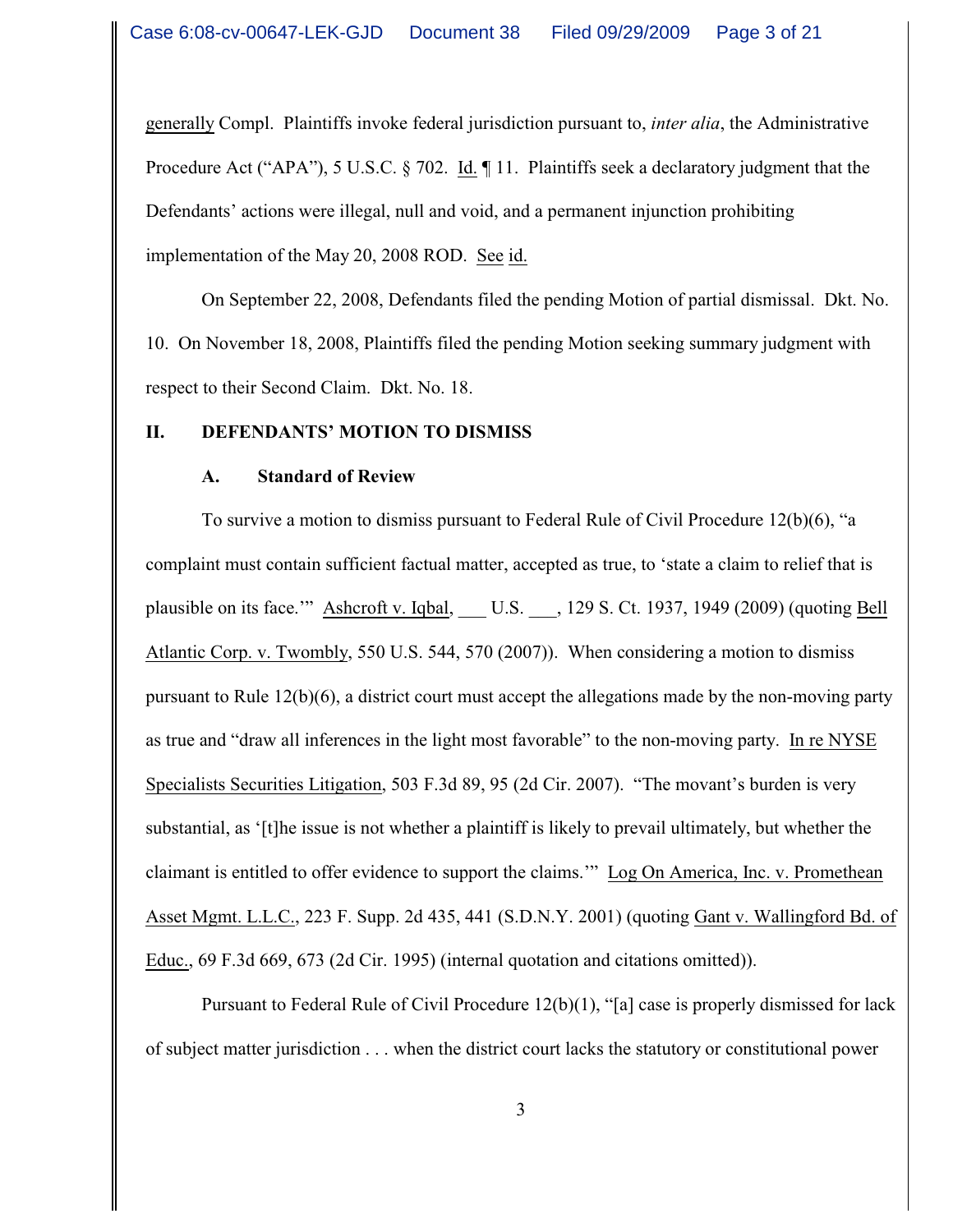generally Compl. Plaintiffs invoke federal jurisdiction pursuant to, *inter alia*, the Administrative Procedure Act ("APA"), 5 U.S.C. § 702. Id. ¶ 11. Plaintiffs seek a declaratory judgment that the Defendants' actions were illegal, null and void, and a permanent injunction prohibiting implementation of the May 20, 2008 ROD. See id.

On September 22, 2008, Defendants filed the pending Motion of partial dismissal. Dkt. No. 10. On November 18, 2008, Plaintiffs filed the pending Motion seeking summary judgment with respect to their Second Claim. Dkt. No. 18.

## II. DEFENDANTS' MOTION TO DISMISS

### A. Standard of Review

To survive a motion to dismiss pursuant to Federal Rule of Civil Procedure 12(b)(6), "a complaint must contain sufficient factual matter, accepted as true, to 'state a claim to relief that is plausible on its face.'" Ashcroft v. Iqbal, ___ U.S. ___, 129 S. Ct. 1937, 1949 (2009) (quoting Bell Atlantic Corp. v. Twombly, 550 U.S. 544, 570 (2007)). When considering a motion to dismiss pursuant to Rule 12(b)(6), a district court must accept the allegations made by the non-moving party as true and "draw all inferences in the light most favorable" to the non-moving party. In re NYSE Specialists Securities Litigation, 503 F.3d 89, 95 (2d Cir. 2007). "The movant's burden is very substantial, as '[t]he issue is not whether a plaintiff is likely to prevail ultimately, but whether the claimant is entitled to offer evidence to support the claims.'" Log On America, Inc. v. Promethean Asset Mgmt. L.L.C., 223 F. Supp. 2d 435, 441 (S.D.N.Y. 2001) (quoting Gant v. Wallingford Bd. of Educ., 69 F.3d 669, 673 (2d Cir. 1995) (internal quotation and citations omitted)).

Pursuant to Federal Rule of Civil Procedure 12(b)(1), "[a] case is properly dismissed for lack of subject matter jurisdiction . . . when the district court lacks the statutory or constitutional power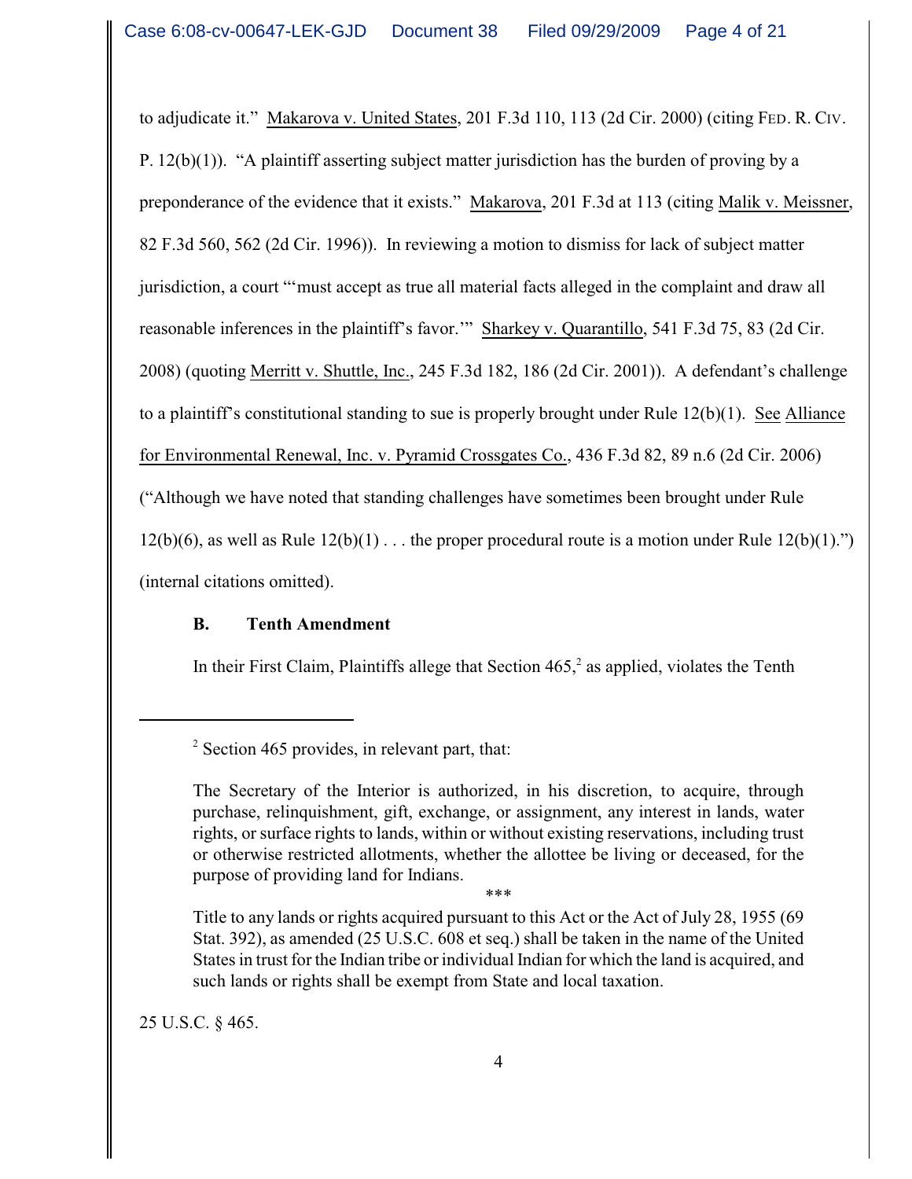to adjudicate it." Makarova v. United States, 201 F.3d 110, 113 (2d Cir. 2000) (citing FED. R. CIV. P. 12(b)(1)). "A plaintiff asserting subject matter jurisdiction has the burden of proving by a preponderance of the evidence that it exists." Makarova, 201 F.3d at 113 (citing Malik v. Meissner, 82 F.3d 560, 562 (2d Cir. 1996)). In reviewing a motion to dismiss for lack of subject matter jurisdiction, a court "'must accept as true all material facts alleged in the complaint and draw all reasonable inferences in the plaintiff's favor.'" Sharkey v. Quarantillo, 541 F.3d 75, 83 (2d Cir. 2008) (quoting Merritt v. Shuttle, Inc., 245 F.3d 182, 186 (2d Cir. 2001)). A defendant's challenge to a plaintiff's constitutional standing to sue is properly brought under Rule 12(b)(1). See Alliance for Environmental Renewal, Inc. v. Pyramid Crossgates Co., 436 F.3d 82, 89 n.6 (2d Cir. 2006) ("Although we have noted that standing challenges have sometimes been brought under Rule 12(b)(6), as well as Rule 12(b)(1) . . . the proper procedural route is a motion under Rule 12(b)(1).") (internal citations omitted).

**B. Tenth Amendment**

In their First Claim, Plaintiffs allege that Section 465,[2] as applied, violates the Tenth

---

[2] Section 465 provides, in relevant part, that:

> The Secretary of the Interior is authorized, in his discretion, to acquire, through purchase, relinquishment, gift, exchange, or assignment, any interest in lands, water rights, or surface rights to lands, within or without existing reservations, including trust or otherwise restricted allotments, whether the allottee be living or deceased, for the purpose of providing land for Indians.
>
> \*\*\*
>
> Title to any lands or rights acquired pursuant to this Act or the Act of July 28, 1955 (69 Stat. 392), as amended (25 U.S.C. 608 et seq.) shall be taken in the name of the United States in trust for the Indian tribe or individual Indian for which the land is acquired, and such lands or rights shall be exempt from State and local taxation.

25 U.S.C. § 465.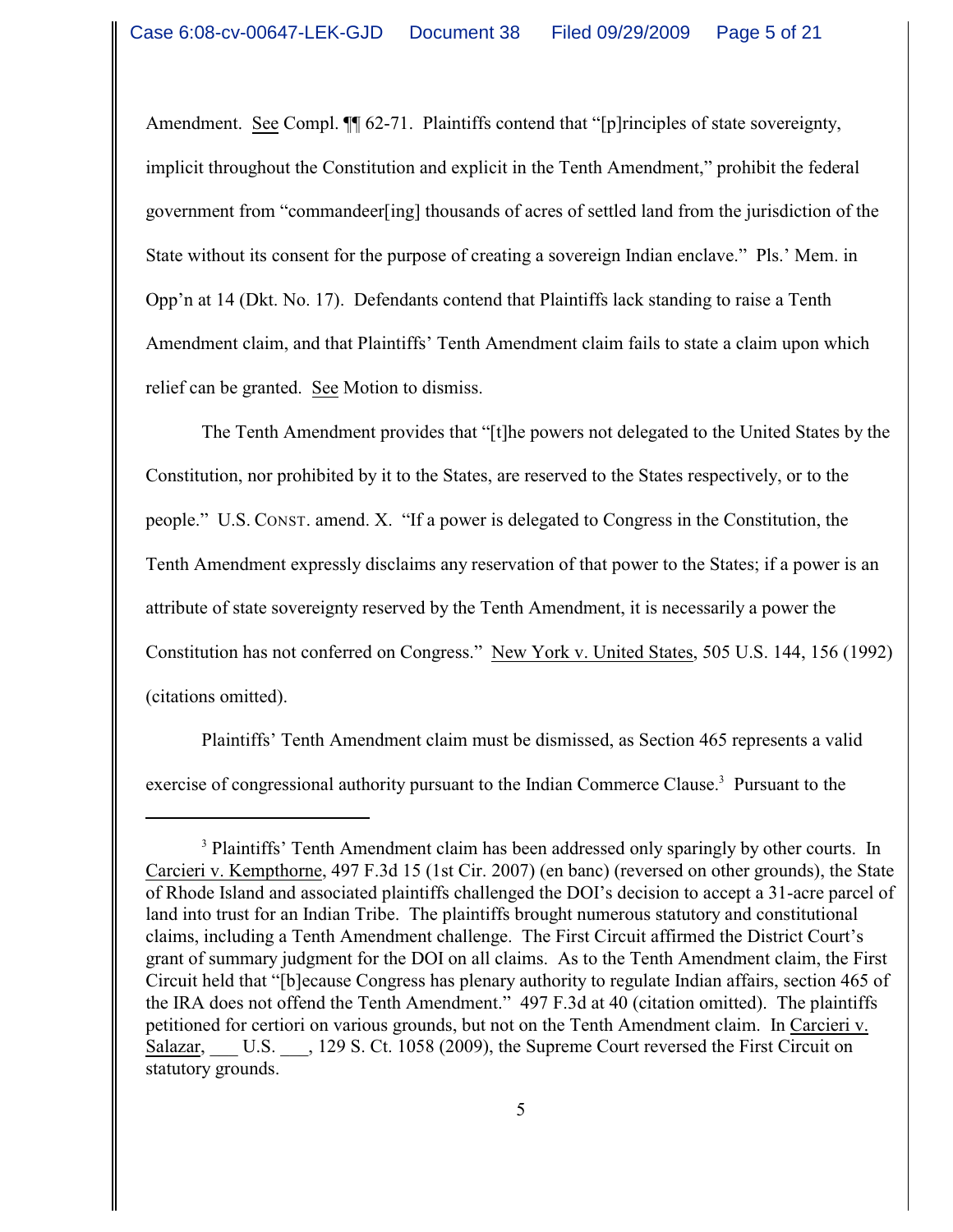Amendment. See Compl. ¶¶ 62-71. Plaintiffs contend that "[p]rinciples of state sovereignty, implicit throughout the Constitution and explicit in the Tenth Amendment," prohibit the federal government from "commandeer[ing] thousands of acres of settled land from the jurisdiction of the State without its consent for the purpose of creating a sovereign Indian enclave." Pls.' Mem. in Opp'n at 14 (Dkt. No. 17). Defendants contend that Plaintiffs lack standing to raise a Tenth Amendment claim, and that Plaintiffs' Tenth Amendment claim fails to state a claim upon which relief can be granted. See Motion to dismiss.

The Tenth Amendment provides that "[t]he powers not delegated to the United States by the Constitution, nor prohibited by it to the States, are reserved to the States respectively, or to the people." U.S. CONST. amend. X. "If a power is delegated to Congress in the Constitution, the Tenth Amendment expressly disclaims any reservation of that power to the States; if a power is an attribute of state sovereignty reserved by the Tenth Amendment, it is necessarily a power the Constitution has not conferred on Congress." New York v. United States, 505 U.S. 144, 156 (1992) (citations omitted).

Plaintiffs' Tenth Amendment claim must be dismissed, as Section 465 represents a valid exercise of congressional authority pursuant to the Indian Commerce Clause.[3] Pursuant to the

---

[3] Plaintiffs' Tenth Amendment claim has been addressed only sparingly by other courts. In Carcieri v. Kempthorne, 497 F.3d 15 (1st Cir. 2007) (en banc) (reversed on other grounds), the State of Rhode Island and associated plaintiffs challenged the DOI's decision to accept a 31-acre parcel of land into trust for an Indian Tribe. The plaintiffs brought numerous statutory and constitutional claims, including a Tenth Amendment challenge. The First Circuit affirmed the District Court's grant of summary judgment for the DOI on all claims. As to the Tenth Amendment claim, the First Circuit held that "[b]ecause Congress has plenary authority to regulate Indian affairs, section 465 of the IRA does not offend the Tenth Amendment." 497 F.3d at 40 (citation omitted). The plaintiffs petitioned for certiori on various grounds, but not on the Tenth Amendment claim. In Carcieri v. Salazar, ___ U.S. ___, 129 S. Ct. 1058 (2009), the Supreme Court reversed the First Circuit on statutory grounds.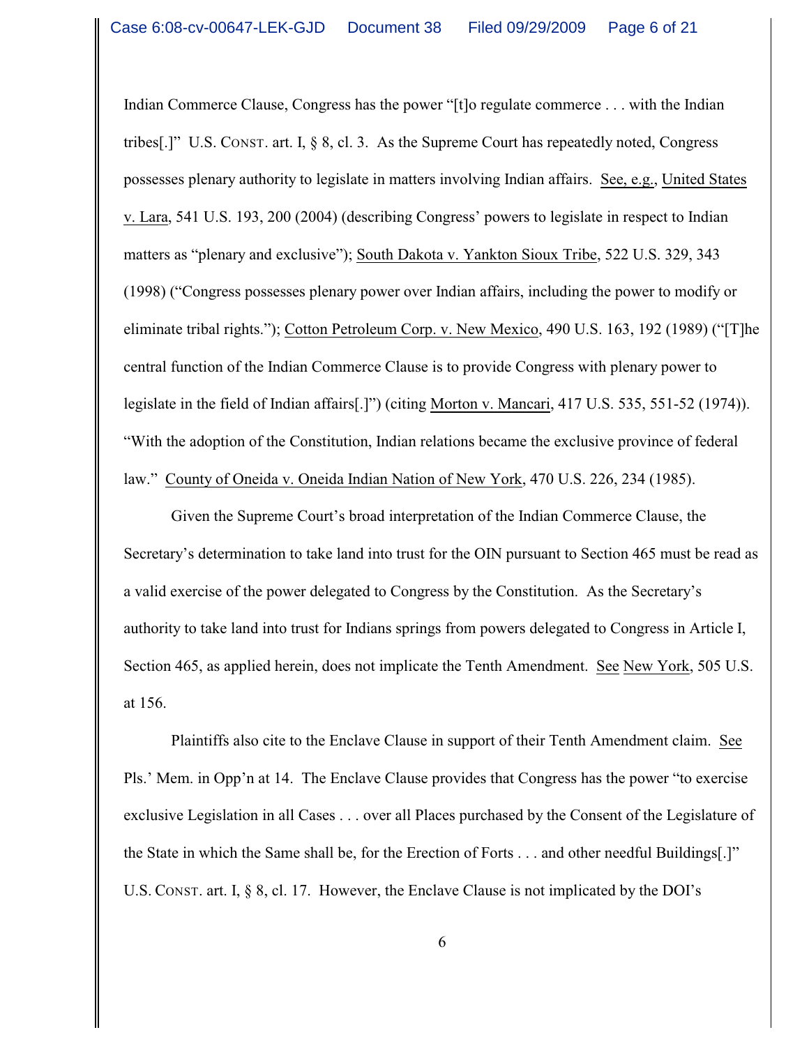Indian Commerce Clause, Congress has the power "[t]o regulate commerce . . . with the Indian tribes[.]" U.S. CONST. art. I, § 8, cl. 3. As the Supreme Court has repeatedly noted, Congress possesses plenary authority to legislate in matters involving Indian affairs. See, e.g., United States v. Lara, 541 U.S. 193, 200 (2004) (describing Congress' powers to legislate in respect to Indian matters as "plenary and exclusive"); South Dakota v. Yankton Sioux Tribe, 522 U.S. 329, 343 (1998) ("Congress possesses plenary power over Indian affairs, including the power to modify or eliminate tribal rights."); Cotton Petroleum Corp. v. New Mexico, 490 U.S. 163, 192 (1989) ("[T]he central function of the Indian Commerce Clause is to provide Congress with plenary power to legislate in the field of Indian affairs[.]") (citing Morton v. Mancari, 417 U.S. 535, 551-52 (1974)). "With the adoption of the Constitution, Indian relations became the exclusive province of federal law." County of Oneida v. Oneida Indian Nation of New York, 470 U.S. 226, 234 (1985).

Given the Supreme Court's broad interpretation of the Indian Commerce Clause, the Secretary's determination to take land into trust for the OIN pursuant to Section 465 must be read as a valid exercise of the power delegated to Congress by the Constitution. As the Secretary's authority to take land into trust for Indians springs from powers delegated to Congress in Article I, Section 465, as applied herein, does not implicate the Tenth Amendment. See New York, 505 U.S. at 156.

Plaintiffs also cite to the Enclave Clause in support of their Tenth Amendment claim. See Pls.' Mem. in Opp'n at 14. The Enclave Clause provides that Congress has the power "to exercise exclusive Legislation in all Cases . . . over all Places purchased by the Consent of the Legislature of the State in which the Same shall be, for the Erection of Forts . . . and other needful Buildings[.]" U.S. CONST. art. I, § 8, cl. 17. However, the Enclave Clause is not implicated by the DOI's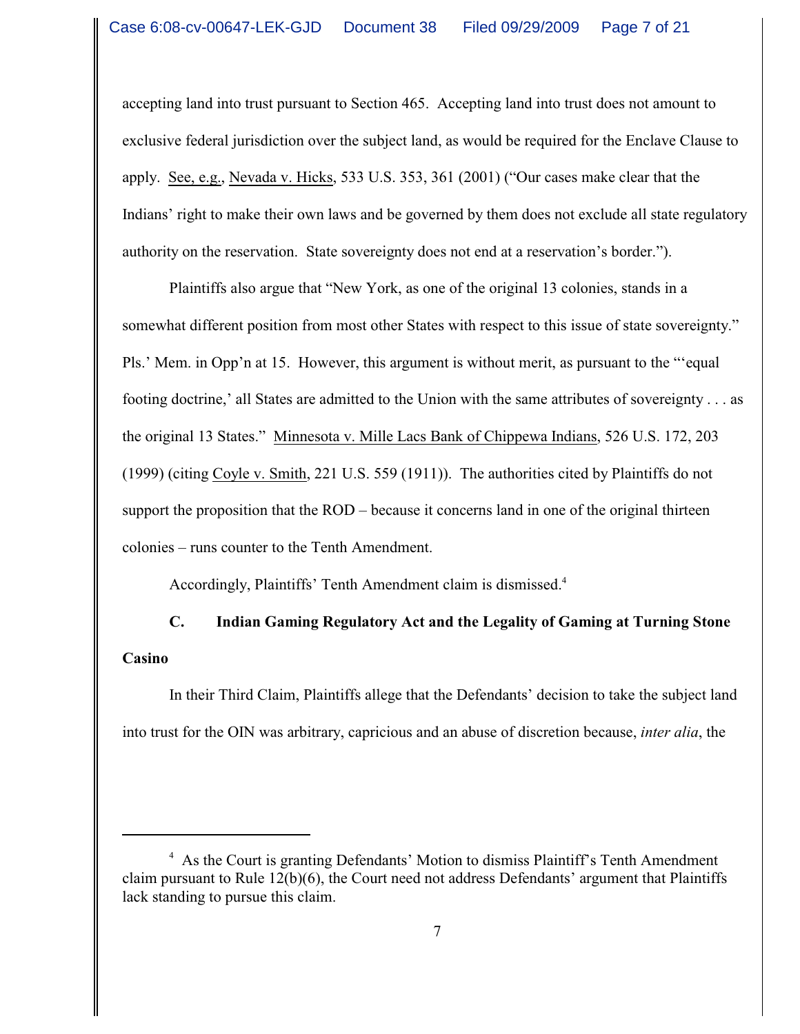accepting land into trust pursuant to Section 465. Accepting land into trust does not amount to exclusive federal jurisdiction over the subject land, as would be required for the Enclave Clause to apply. See, e.g., Nevada v. Hicks, 533 U.S. 353, 361 (2001) ("Our cases make clear that the Indians' right to make their own laws and be governed by them does not exclude all state regulatory authority on the reservation. State sovereignty does not end at a reservation's border.").

Plaintiffs also argue that "New York, as one of the original 13 colonies, stands in a somewhat different position from most other States with respect to this issue of state sovereignty." Pls.' Mem. in Opp'n at 15. However, this argument is without merit, as pursuant to the "'equal footing doctrine,' all States are admitted to the Union with the same attributes of sovereignty . . . as the original 13 States." Minnesota v. Mille Lacs Bank of Chippewa Indians, 526 U.S. 172, 203 (1999) (citing Coyle v. Smith, 221 U.S. 559 (1911)). The authorities cited by Plaintiffs do not support the proposition that the ROD – because it concerns land in one of the original thirteen colonies – runs counter to the Tenth Amendment.

Accordingly, Plaintiffs' Tenth Amendment claim is dismissed.[4]

**C. Indian Gaming Regulatory Act and the Legality of Gaming at Turning Stone Casino**

In their Third Claim, Plaintiffs allege that the Defendants' decision to take the subject land into trust for the OIN was arbitrary, capricious and an abuse of discretion because, *inter alia*, the

---

[4] As the Court is granting Defendants' Motion to dismiss Plaintiff's Tenth Amendment claim pursuant to Rule 12(b)(6), the Court need not address Defendants' argument that Plaintiffs lack standing to pursue this claim.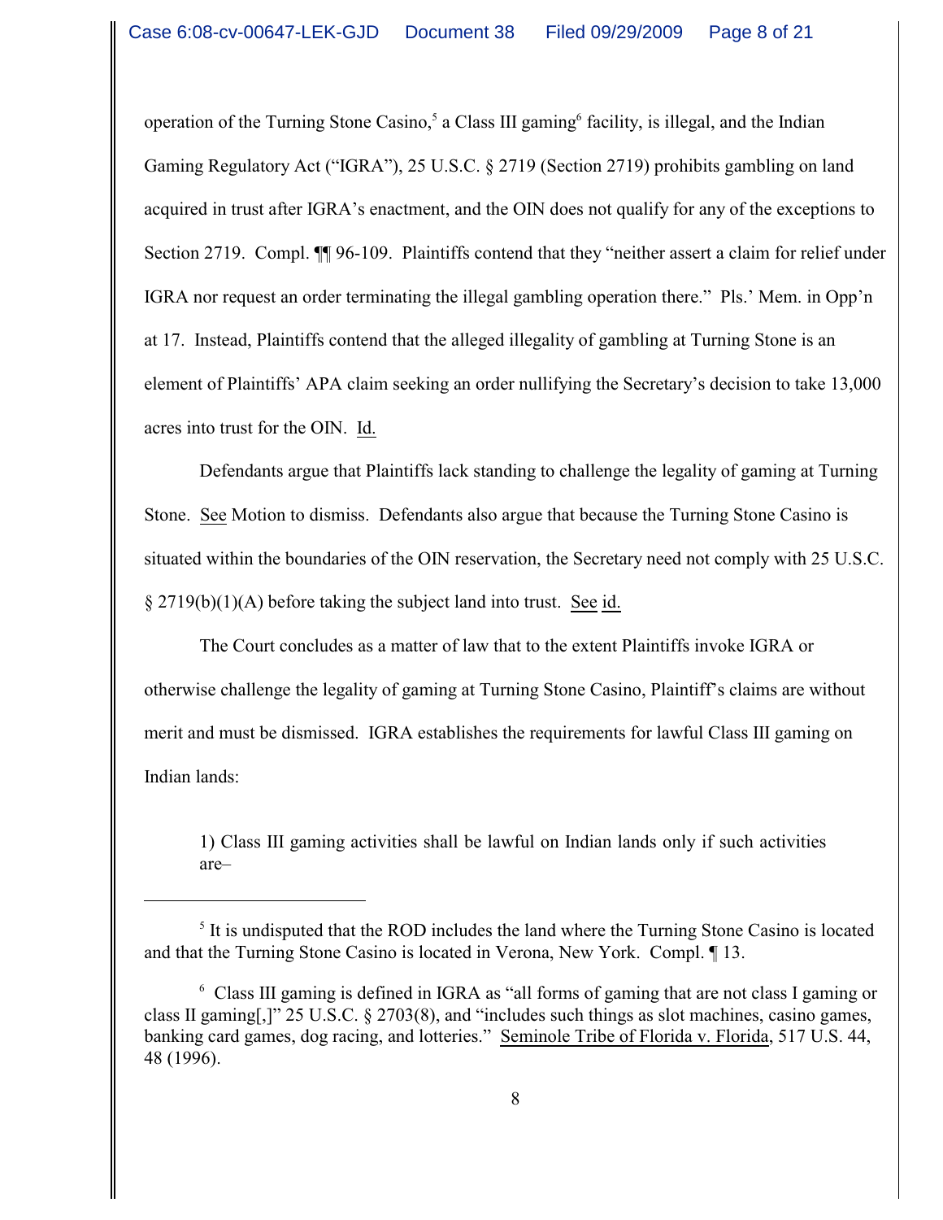operation of the Turning Stone Casino,[5] a Class III gaming[6] facility, is illegal, and the Indian Gaming Regulatory Act ("IGRA"), 25 U.S.C. § 2719 (Section 2719) prohibits gambling on land acquired in trust after IGRA's enactment, and the OIN does not qualify for any of the exceptions to Section 2719. Compl. ¶¶ 96-109. Plaintiffs contend that they "neither assert a claim for relief under IGRA nor request an order terminating the illegal gambling operation there." Pls.' Mem. in Opp'n at 17. Instead, Plaintiffs contend that the alleged illegality of gambling at Turning Stone is an element of Plaintiffs' APA claim seeking an order nullifying the Secretary's decision to take 13,000 acres into trust for the OIN. Id.

Defendants argue that Plaintiffs lack standing to challenge the legality of gaming at Turning Stone. See Motion to dismiss. Defendants also argue that because the Turning Stone Casino is situated within the boundaries of the OIN reservation, the Secretary need not comply with 25 U.S.C. § 2719(b)(1)(A) before taking the subject land into trust. See id.

The Court concludes as a matter of law that to the extent Plaintiffs invoke IGRA or otherwise challenge the legality of gaming at Turning Stone Casino, Plaintiff's claims are without merit and must be dismissed. IGRA establishes the requirements for lawful Class III gaming on Indian lands:

> 1) Class III gaming activities shall be lawful on Indian lands only if such activities are–

---

[5] It is undisputed that the ROD includes the land where the Turning Stone Casino is located and that the Turning Stone Casino is located in Verona, New York. Compl. ¶ 13.

[6] Class III gaming is defined in IGRA as "all forms of gaming that are not class I gaming or class II gaming[,]" 25 U.S.C. § 2703(8), and "includes such things as slot machines, casino games, banking card games, dog racing, and lotteries." Seminole Tribe of Florida v. Florida, 517 U.S. 44, 48 (1996).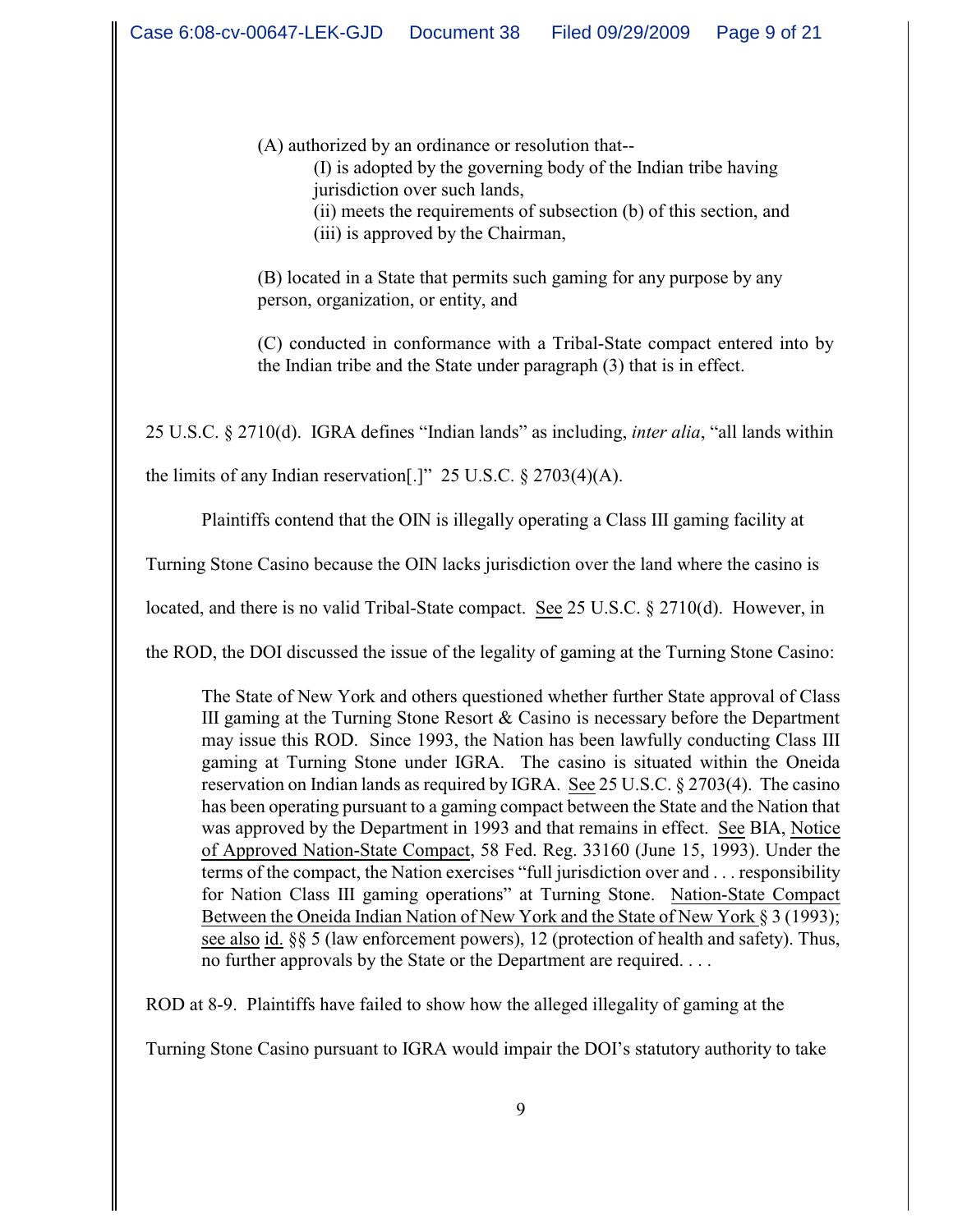(A) authorized by an ordinance or resolution that--

(I) is adopted by the governing body of the Indian tribe having jurisdiction over such lands,

(ii) meets the requirements of subsection (b) of this section, and

(iii) is approved by the Chairman,

(B) located in a State that permits such gaming for any purpose by any person, organization, or entity, and

(C) conducted in conformance with a Tribal-State compact entered into by the Indian tribe and the State under paragraph (3) that is in effect.

25 U.S.C. § 2710(d). IGRA defines "Indian lands" as including, *inter alia*, "all lands within the limits of any Indian reservation[.]" 25 U.S.C. § 2703(4)(A).

Plaintiffs contend that the OIN is illegally operating a Class III gaming facility at Turning Stone Casino because the OIN lacks jurisdiction over the land where the casino is located, and there is no valid Tribal-State compact. See 25 U.S.C. § 2710(d). However, in the ROD, the DOI discussed the issue of the legality of gaming at the Turning Stone Casino:

> The State of New York and others questioned whether further State approval of Class III gaming at the Turning Stone Resort & Casino is necessary before the Department may issue this ROD. Since 1993, the Nation has been lawfully conducting Class III gaming at Turning Stone under IGRA. The casino is situated within the Oneida reservation on Indian lands as required by IGRA. See 25 U.S.C. § 2703(4). The casino has been operating pursuant to a gaming compact between the State and the Nation that was approved by the Department in 1993 and that remains in effect. See BIA, Notice of Approved Nation-State Compact, 58 Fed. Reg. 33160 (June 15, 1993). Under the terms of the compact, the Nation exercises "full jurisdiction over and . . . responsibility for Nation Class III gaming operations" at Turning Stone. Nation-State Compact Between the Oneida Indian Nation of New York and the State of New York § 3 (1993); see also id. §§ 5 (law enforcement powers), 12 (protection of health and safety). Thus, no further approvals by the State or the Department are required. . . .

ROD at 8-9. Plaintiffs have failed to show how the alleged illegality of gaming at the Turning Stone Casino pursuant to IGRA would impair the DOI's statutory authority to take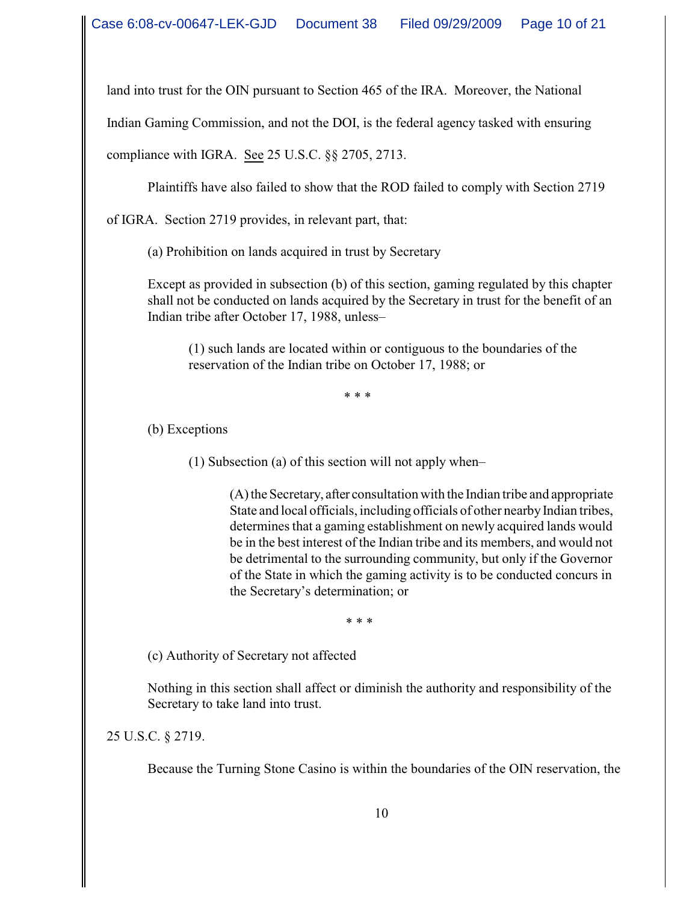land into trust for the OIN pursuant to Section 465 of the IRA. Moreover, the National Indian Gaming Commission, and not the DOI, is the federal agency tasked with ensuring compliance with IGRA. See 25 U.S.C. §§ 2705, 2713.

Plaintiffs have also failed to show that the ROD failed to comply with Section 2719 of IGRA. Section 2719 provides, in relevant part, that:

> (a) Prohibition on lands acquired in trust by Secretary
>
> Except as provided in subsection (b) of this section, gaming regulated by this chapter shall not be conducted on lands acquired by the Secretary in trust for the benefit of an Indian tribe after October 17, 1988, unless–
>
> > (1) such lands are located within or contiguous to the boundaries of the reservation of the Indian tribe on October 17, 1988; or
>
> \* \* \*
>
> (b) Exceptions
>
> > (1) Subsection (a) of this section will not apply when–
> >
> > > (A) the Secretary, after consultation with the Indian tribe and appropriate State and local officials, including officials of other nearby Indian tribes, determines that a gaming establishment on newly acquired lands would be in the best interest of the Indian tribe and its members, and would not be detrimental to the surrounding community, but only if the Governor of the State in which the gaming activity is to be conducted concurs in the Secretary's determination; or
>
> \* \* \*
>
> (c) Authority of Secretary not affected
>
> Nothing in this section shall affect or diminish the authority and responsibility of the Secretary to take land into trust.

25 U.S.C. § 2719.

Because the Turning Stone Casino is within the boundaries of the OIN reservation, the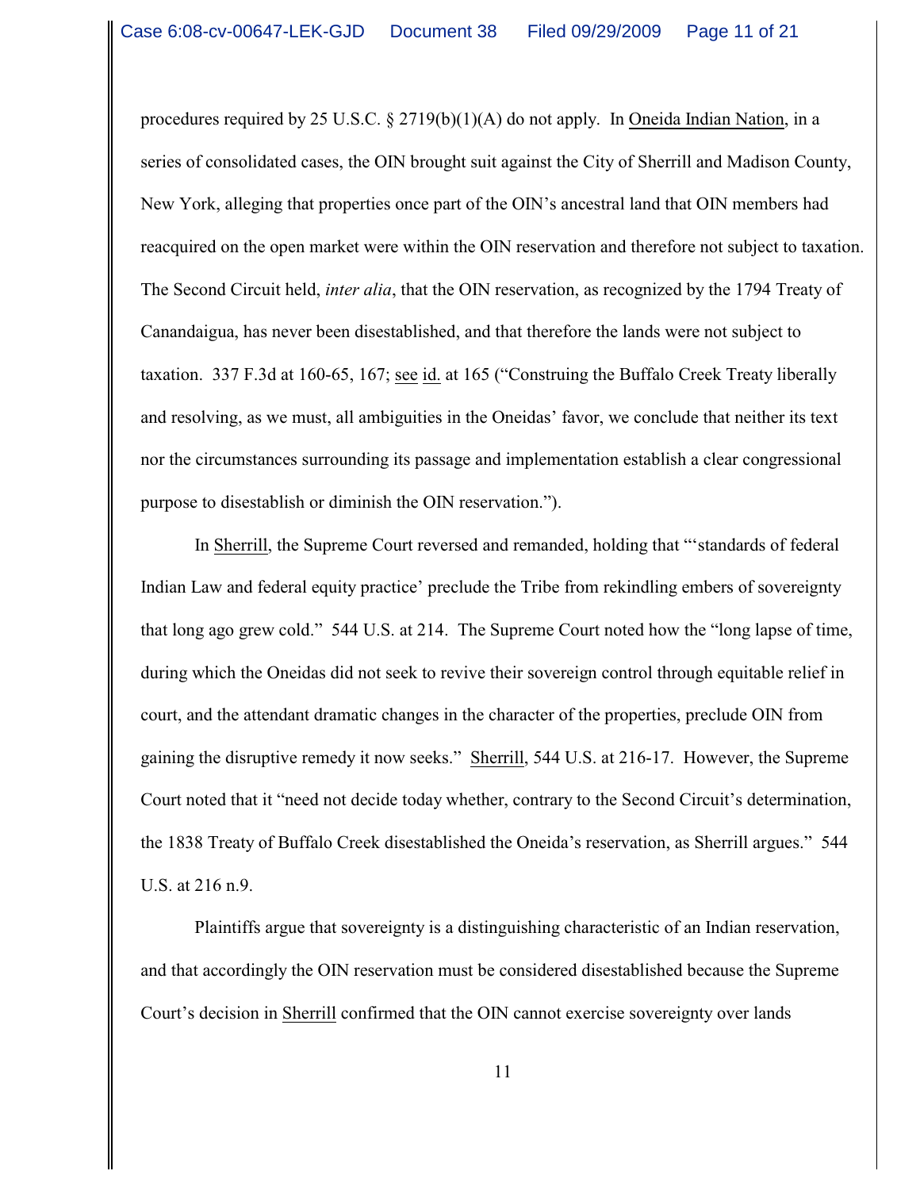procedures required by 25 U.S.C. § 2719(b)(1)(A) do not apply. In Oneida Indian Nation, in a series of consolidated cases, the OIN brought suit against the City of Sherrill and Madison County, New York, alleging that properties once part of the OIN's ancestral land that OIN members had reacquired on the open market were within the OIN reservation and therefore not subject to taxation. The Second Circuit held, *inter alia*, that the OIN reservation, as recognized by the 1794 Treaty of Canandaigua, has never been disestablished, and that therefore the lands were not subject to taxation. 337 F.3d at 160-65, 167; see id. at 165 ("Construing the Buffalo Creek Treaty liberally and resolving, as we must, all ambiguities in the Oneidas' favor, we conclude that neither its text nor the circumstances surrounding its passage and implementation establish a clear congressional purpose to disestablish or diminish the OIN reservation.").

In Sherrill, the Supreme Court reversed and remanded, holding that "'standards of federal Indian Law and federal equity practice' preclude the Tribe from rekindling embers of sovereignty that long ago grew cold." 544 U.S. at 214. The Supreme Court noted how the "long lapse of time, during which the Oneidas did not seek to revive their sovereign control through equitable relief in court, and the attendant dramatic changes in the character of the properties, preclude OIN from gaining the disruptive remedy it now seeks." Sherrill, 544 U.S. at 216-17. However, the Supreme Court noted that it "need not decide today whether, contrary to the Second Circuit's determination, the 1838 Treaty of Buffalo Creek disestablished the Oneida's reservation, as Sherrill argues." 544 U.S. at 216 n.9.

Plaintiffs argue that sovereignty is a distinguishing characteristic of an Indian reservation, and that accordingly the OIN reservation must be considered disestablished because the Supreme Court's decision in Sherrill confirmed that the OIN cannot exercise sovereignty over lands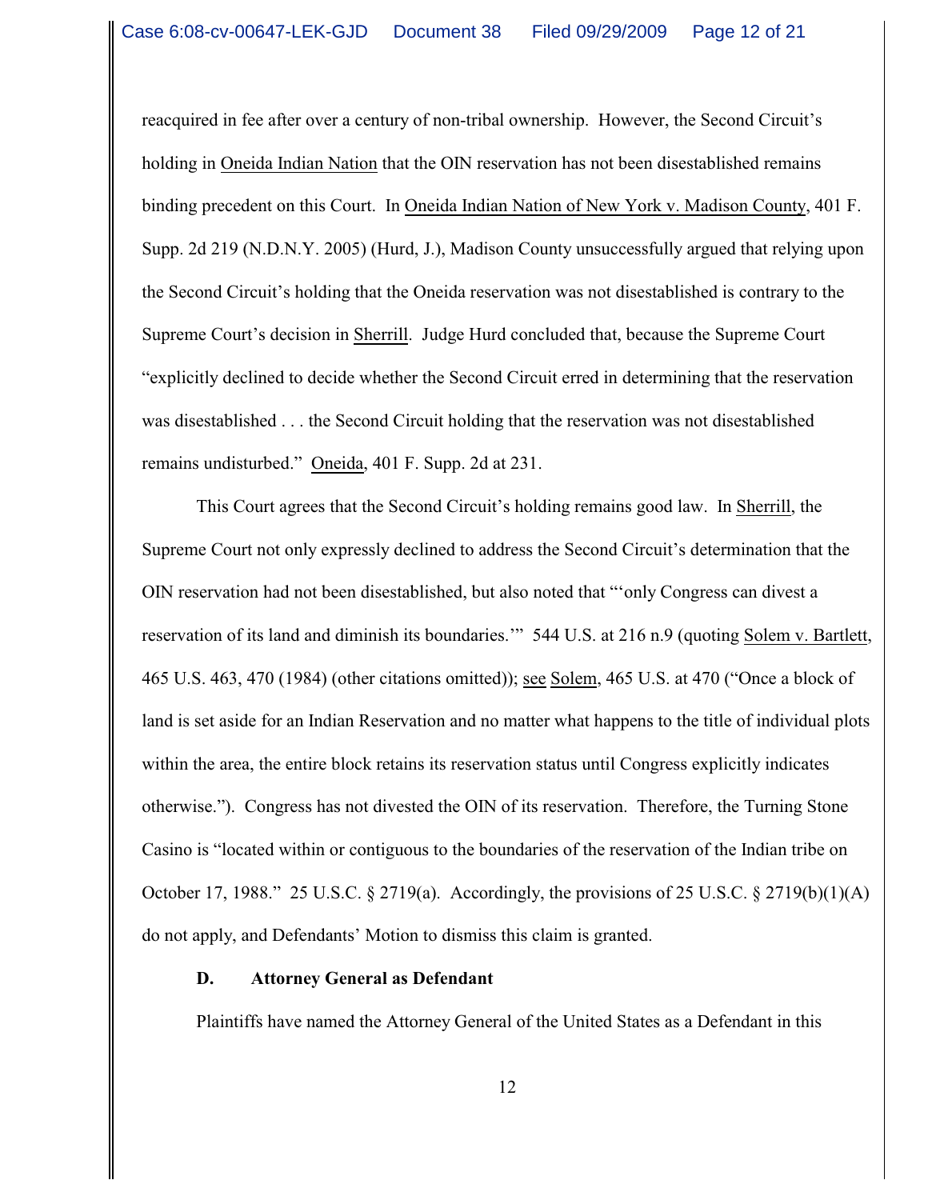reacquired in fee after over a century of non-tribal ownership. However, the Second Circuit's holding in Oneida Indian Nation that the OIN reservation has not been disestablished remains binding precedent on this Court. In Oneida Indian Nation of New York v. Madison County, 401 F. Supp. 2d 219 (N.D.N.Y. 2005) (Hurd, J.), Madison County unsuccessfully argued that relying upon the Second Circuit's holding that the Oneida reservation was not disestablished is contrary to the Supreme Court's decision in Sherrill. Judge Hurd concluded that, because the Supreme Court "explicitly declined to decide whether the Second Circuit erred in determining that the reservation was disestablished . . . the Second Circuit holding that the reservation was not disestablished remains undisturbed." Oneida, 401 F. Supp. 2d at 231.

This Court agrees that the Second Circuit's holding remains good law. In Sherrill, the Supreme Court not only expressly declined to address the Second Circuit's determination that the OIN reservation had not been disestablished, but also noted that "'only Congress can divest a reservation of its land and diminish its boundaries.'" 544 U.S. at 216 n.9 (quoting Solem v. Bartlett, 465 U.S. 463, 470 (1984) (other citations omitted)); see Solem, 465 U.S. at 470 ("Once a block of land is set aside for an Indian Reservation and no matter what happens to the title of individual plots within the area, the entire block retains its reservation status until Congress explicitly indicates otherwise."). Congress has not divested the OIN of its reservation. Therefore, the Turning Stone Casino is "located within or contiguous to the boundaries of the reservation of the Indian tribe on October 17, 1988." 25 U.S.C. § 2719(a). Accordingly, the provisions of 25 U.S.C. § 2719(b)(1)(A) do not apply, and Defendants' Motion to dismiss this claim is granted.

**D. Attorney General as Defendant**

Plaintiffs have named the Attorney General of the United States as a Defendant in this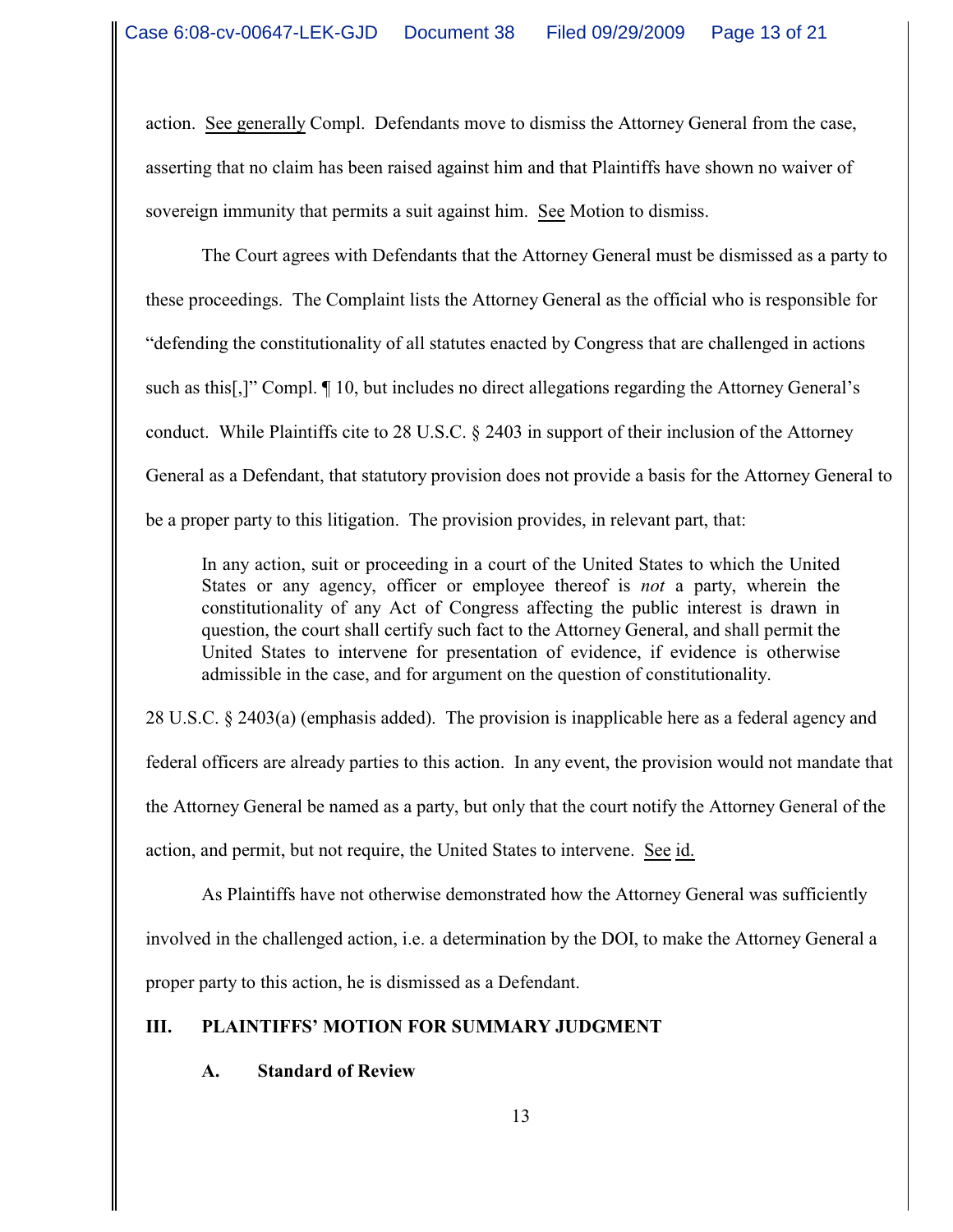action. See generally Compl. Defendants move to dismiss the Attorney General from the case, asserting that no claim has been raised against him and that Plaintiffs have shown no waiver of sovereign immunity that permits a suit against him. See Motion to dismiss.

The Court agrees with Defendants that the Attorney General must be dismissed as a party to these proceedings. The Complaint lists the Attorney General as the official who is responsible for "defending the constitutionality of all statutes enacted by Congress that are challenged in actions such as this[,]" Compl. ¶ 10, but includes no direct allegations regarding the Attorney General's conduct. While Plaintiffs cite to 28 U.S.C. § 2403 in support of their inclusion of the Attorney General as a Defendant, that statutory provision does not provide a basis for the Attorney General to be a proper party to this litigation. The provision provides, in relevant part, that:

> In any action, suit or proceeding in a court of the United States to which the United States or any agency, officer or employee thereof is *not* a party, wherein the constitutionality of any Act of Congress affecting the public interest is drawn in question, the court shall certify such fact to the Attorney General, and shall permit the United States to intervene for presentation of evidence, if evidence is otherwise admissible in the case, and for argument on the question of constitutionality.

28 U.S.C. § 2403(a) (emphasis added). The provision is inapplicable here as a federal agency and federal officers are already parties to this action. In any event, the provision would not mandate that the Attorney General be named as a party, but only that the court notify the Attorney General of the action, and permit, but not require, the United States to intervene. See id.

As Plaintiffs have not otherwise demonstrated how the Attorney General was sufficiently involved in the challenged action, i.e. a determination by the DOI, to make the Attorney General a proper party to this action, he is dismissed as a Defendant.

## III. PLAINTIFFS' MOTION FOR SUMMARY JUDGMENT

### A. Standard of Review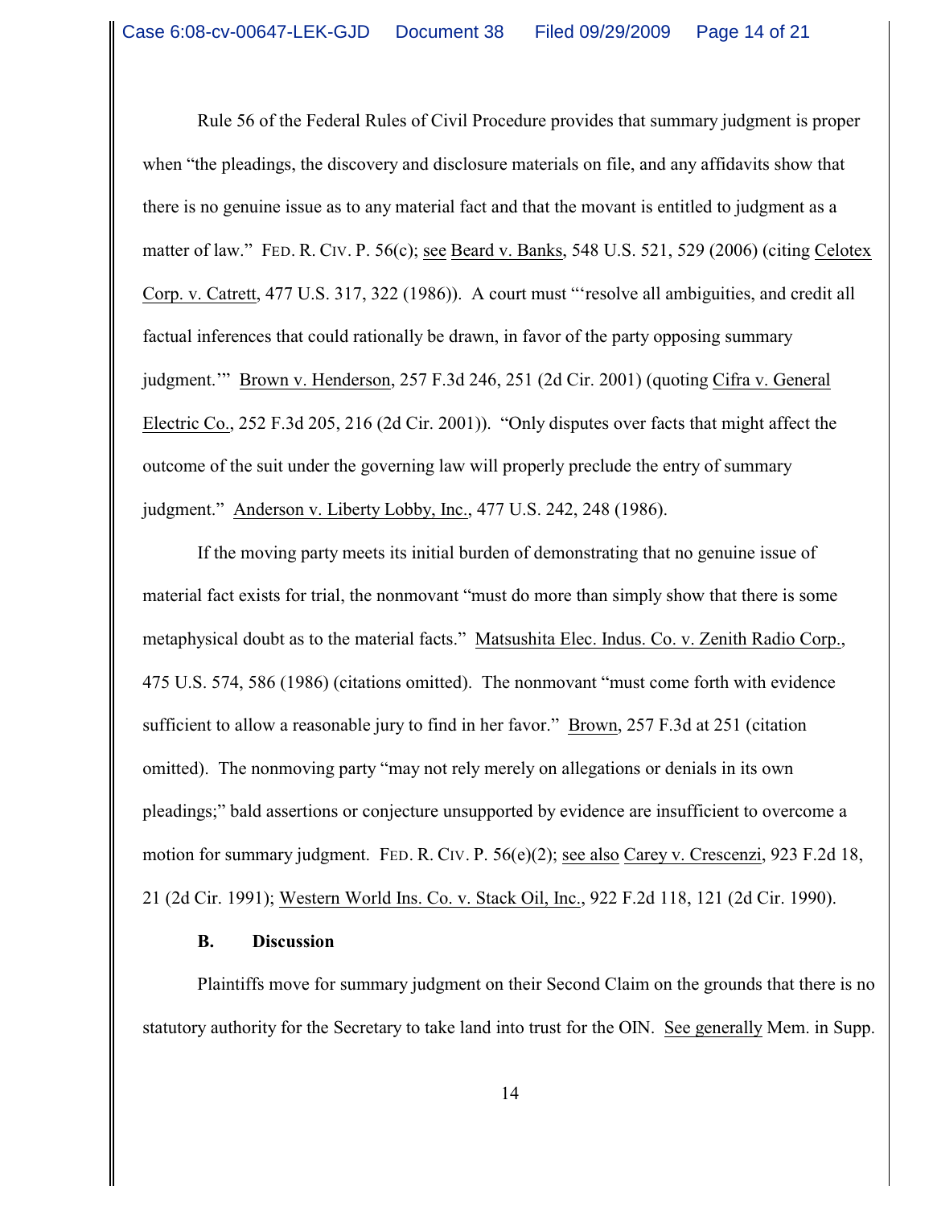Rule 56 of the Federal Rules of Civil Procedure provides that summary judgment is proper when "the pleadings, the discovery and disclosure materials on file, and any affidavits show that there is no genuine issue as to any material fact and that the movant is entitled to judgment as a matter of law." FED. R. CIV. P. 56(c); see Beard v. Banks, 548 U.S. 521, 529 (2006) (citing Celotex Corp. v. Catrett, 477 U.S. 317, 322 (1986)). A court must "'resolve all ambiguities, and credit all factual inferences that could rationally be drawn, in favor of the party opposing summary judgment.'" Brown v. Henderson, 257 F.3d 246, 251 (2d Cir. 2001) (quoting Cifra v. General Electric Co., 252 F.3d 205, 216 (2d Cir. 2001)). "Only disputes over facts that might affect the outcome of the suit under the governing law will properly preclude the entry of summary judgment." Anderson v. Liberty Lobby, Inc., 477 U.S. 242, 248 (1986).

If the moving party meets its initial burden of demonstrating that no genuine issue of material fact exists for trial, the nonmovant "must do more than simply show that there is some metaphysical doubt as to the material facts." Matsushita Elec. Indus. Co. v. Zenith Radio Corp., 475 U.S. 574, 586 (1986) (citations omitted). The nonmovant "must come forth with evidence sufficient to allow a reasonable jury to find in her favor." Brown, 257 F.3d at 251 (citation omitted). The nonmoving party "may not rely merely on allegations or denials in its own pleadings;" bald assertions or conjecture unsupported by evidence are insufficient to overcome a motion for summary judgment. FED. R. CIV. P. 56(e)(2); see also Carey v. Crescenzi, 923 F.2d 18, 21 (2d Cir. 1991); Western World Ins. Co. v. Stack Oil, Inc., 922 F.2d 118, 121 (2d Cir. 1990).

**B. Discussion**

Plaintiffs move for summary judgment on their Second Claim on the grounds that there is no statutory authority for the Secretary to take land into trust for the OIN. See generally Mem. in Supp.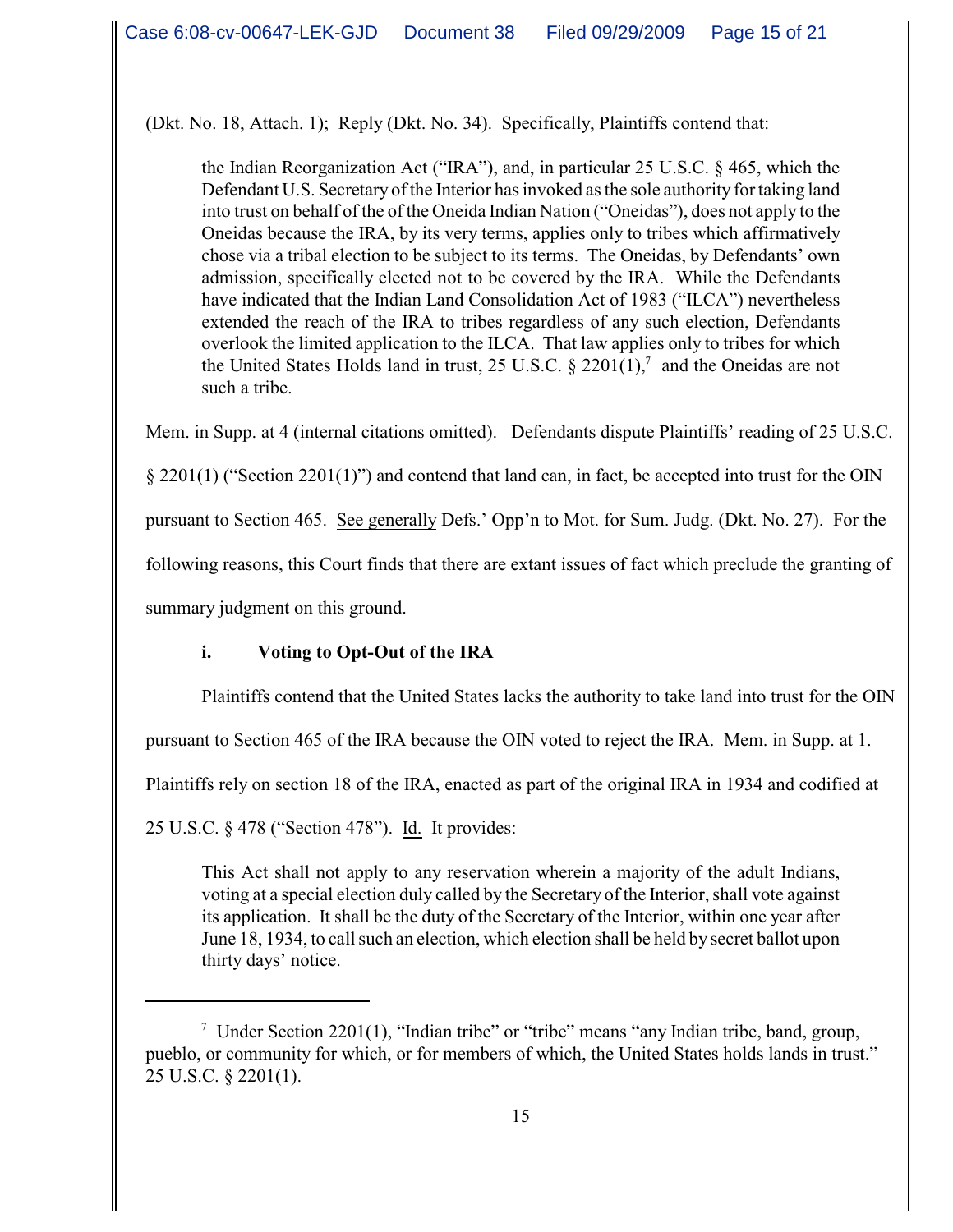(Dkt. No. 18, Attach. 1); Reply (Dkt. No. 34). Specifically, Plaintiffs contend that:

> the Indian Reorganization Act ("IRA"), and, in particular 25 U.S.C. § 465, which the Defendant U.S. Secretary of the Interior has invoked as the sole authority for taking land into trust on behalf of the of the Oneida Indian Nation ("Oneidas"), does not apply to the Oneidas because the IRA, by its very terms, applies only to tribes which affirmatively chose via a tribal election to be subject to its terms. The Oneidas, by Defendants' own admission, specifically elected not to be covered by the IRA. While the Defendants have indicated that the Indian Land Consolidation Act of 1983 ("ILCA") nevertheless extended the reach of the IRA to tribes regardless of any such election, Defendants overlook the limited application to the ILCA. That law applies only to tribes for which the United States Holds land in trust, 25 U.S.C. § 2201(1),[7] and the Oneidas are not such a tribe.

Mem. in Supp. at 4 (internal citations omitted). Defendants dispute Plaintiffs' reading of 25 U.S.C. § 2201(1) ("Section 2201(1)") and contend that land can, in fact, be accepted into trust for the OIN pursuant to Section 465. See generally Defs.' Opp'n to Mot. for Sum. Judg. (Dkt. No. 27). For the following reasons, this Court finds that there are extant issues of fact which preclude the granting of summary judgment on this ground.

**i. Voting to Opt-Out of the IRA**

Plaintiffs contend that the United States lacks the authority to take land into trust for the OIN pursuant to Section 465 of the IRA because the OIN voted to reject the IRA. Mem. in Supp. at 1. Plaintiffs rely on section 18 of the IRA, enacted as part of the original IRA in 1934 and codified at 25 U.S.C. § 478 ("Section 478"). Id. It provides:

> This Act shall not apply to any reservation wherein a majority of the adult Indians, voting at a special election duly called by the Secretary of the Interior, shall vote against its application. It shall be the duty of the Secretary of the Interior, within one year after June 18, 1934, to call such an election, which election shall be held by secret ballot upon thirty days' notice.

---

[7] Under Section 2201(1), "Indian tribe" or "tribe" means "any Indian tribe, band, group, pueblo, or community for which, or for members of which, the United States holds lands in trust." 25 U.S.C. § 2201(1).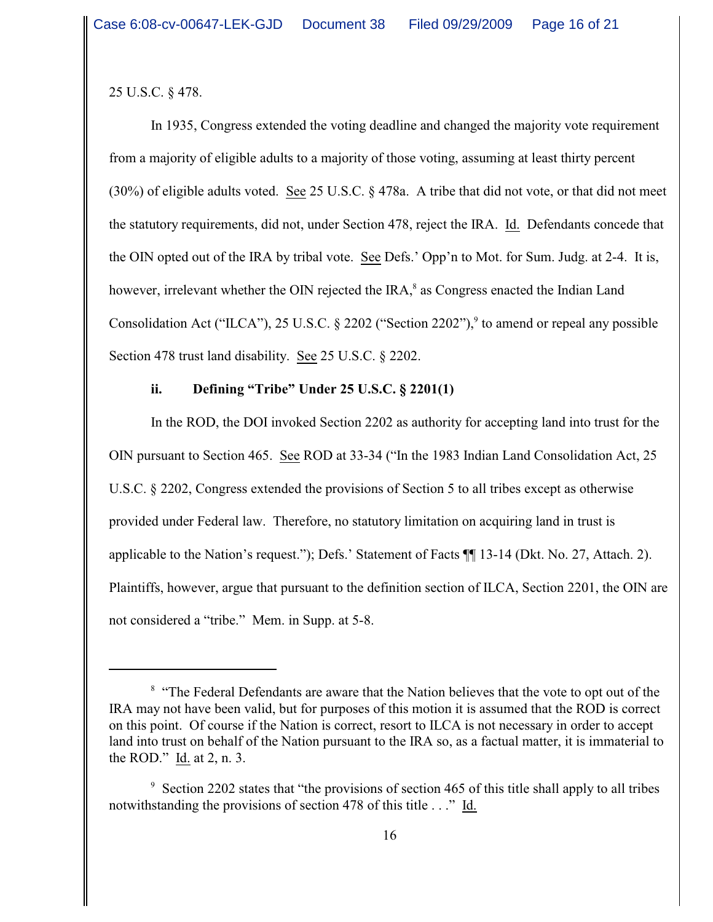25 U.S.C. § 478.

In 1935, Congress extended the voting deadline and changed the majority vote requirement from a majority of eligible adults to a majority of those voting, assuming at least thirty percent (30%) of eligible adults voted. See 25 U.S.C. § 478a. A tribe that did not vote, or that did not meet the statutory requirements, did not, under Section 478, reject the IRA. Id. Defendants concede that the OIN opted out of the IRA by tribal vote. See Defs.' Opp'n to Mot. for Sum. Judg. at 2-4. It is, however, irrelevant whether the OIN rejected the IRA,[8] as Congress enacted the Indian Land Consolidation Act ("ILCA"), 25 U.S.C. § 2202 ("Section 2202"),[9] to amend or repeal any possible Section 478 trust land disability. See 25 U.S.C. § 2202.

**ii. Defining "Tribe" Under 25 U.S.C. § 2201(1)**

In the ROD, the DOI invoked Section 2202 as authority for accepting land into trust for the OIN pursuant to Section 465. See ROD at 33-34 ("In the 1983 Indian Land Consolidation Act, 25 U.S.C. § 2202, Congress extended the provisions of Section 5 to all tribes except as otherwise provided under Federal law. Therefore, no statutory limitation on acquiring land in trust is applicable to the Nation's request."); Defs.' Statement of Facts ¶¶ 13-14 (Dkt. No. 27, Attach. 2). Plaintiffs, however, argue that pursuant to the definition section of ILCA, Section 2201, the OIN are not considered a "tribe." Mem. in Supp. at 5-8.

---

[8] "The Federal Defendants are aware that the Nation believes that the vote to opt out of the IRA may not have been valid, but for purposes of this motion it is assumed that the ROD is correct on this point. Of course if the Nation is correct, resort to ILCA is not necessary in order to accept land into trust on behalf of the Nation pursuant to the IRA so, as a factual matter, it is immaterial to the ROD." Id. at 2, n. 3.

[9] Section 2202 states that "the provisions of section 465 of this title shall apply to all tribes notwithstanding the provisions of section 478 of this title . . ." Id.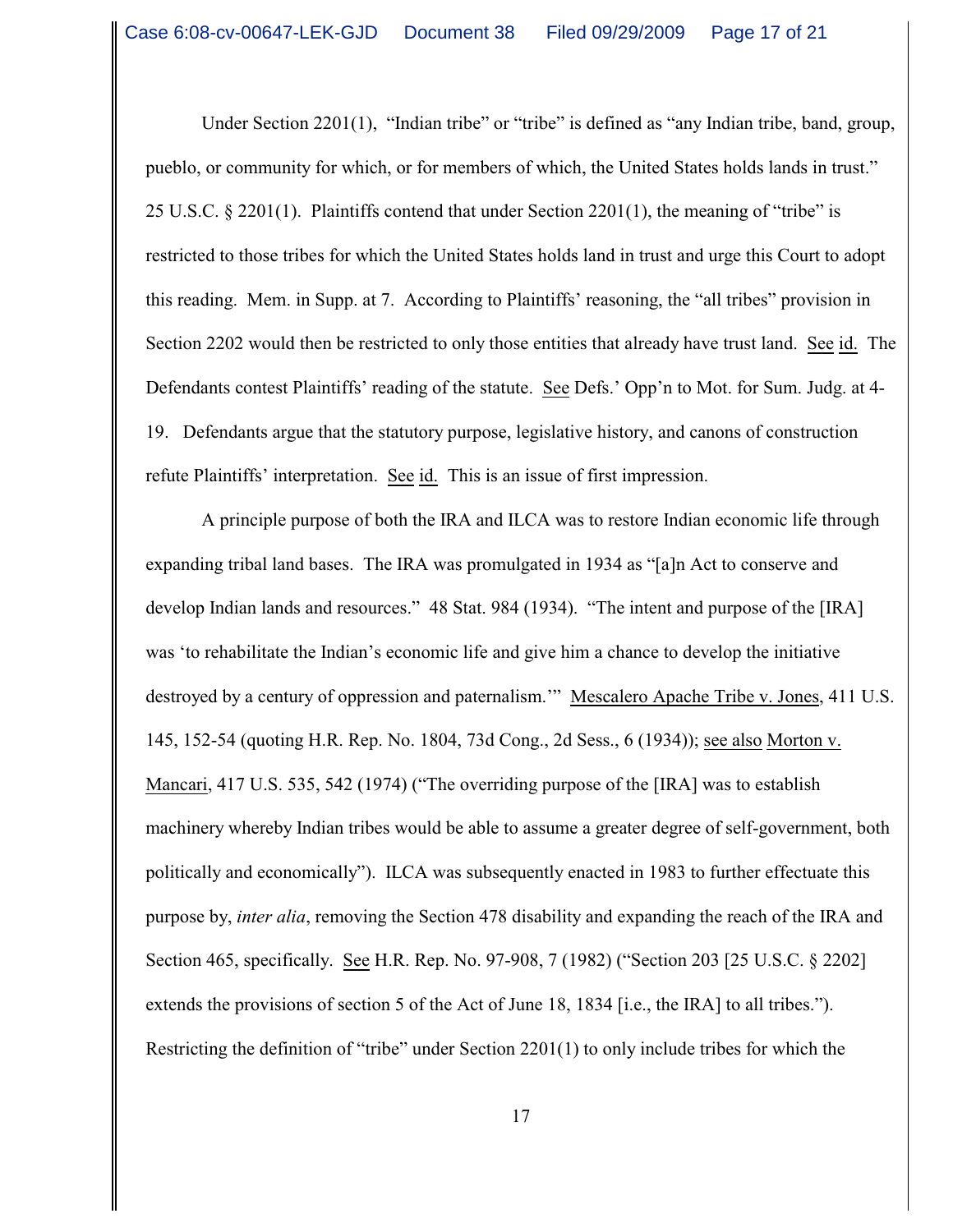Under Section 2201(1), "Indian tribe" or "tribe" is defined as "any Indian tribe, band, group, pueblo, or community for which, or for members of which, the United States holds lands in trust." 25 U.S.C. § 2201(1). Plaintiffs contend that under Section 2201(1), the meaning of "tribe" is restricted to those tribes for which the United States holds land in trust and urge this Court to adopt this reading. Mem. in Supp. at 7. According to Plaintiffs' reasoning, the "all tribes" provision in Section 2202 would then be restricted to only those entities that already have trust land. See id. The Defendants contest Plaintiffs' reading of the statute. See Defs.' Opp'n to Mot. for Sum. Judg. at 4-19. Defendants argue that the statutory purpose, legislative history, and canons of construction refute Plaintiffs' interpretation. See id. This is an issue of first impression.

A principle purpose of both the IRA and ILCA was to restore Indian economic life through expanding tribal land bases. The IRA was promulgated in 1934 as "[a]n Act to conserve and develop Indian lands and resources." 48 Stat. 984 (1934). "The intent and purpose of the [IRA] was 'to rehabilitate the Indian's economic life and give him a chance to develop the initiative destroyed by a century of oppression and paternalism.'" Mescalero Apache Tribe v. Jones, 411 U.S. 145, 152-54 (quoting H.R. Rep. No. 1804, 73d Cong., 2d Sess., 6 (1934)); see also Morton v. Mancari, 417 U.S. 535, 542 (1974) ("The overriding purpose of the [IRA] was to establish machinery whereby Indian tribes would be able to assume a greater degree of self-government, both politically and economically"). ILCA was subsequently enacted in 1983 to further effectuate this purpose by, *inter alia*, removing the Section 478 disability and expanding the reach of the IRA and Section 465, specifically. See H.R. Rep. No. 97-908, 7 (1982) ("Section 203 [25 U.S.C. § 2202] extends the provisions of section 5 of the Act of June 18, 1834 [i.e., the IRA] to all tribes."). Restricting the definition of "tribe" under Section 2201(1) to only include tribes for which the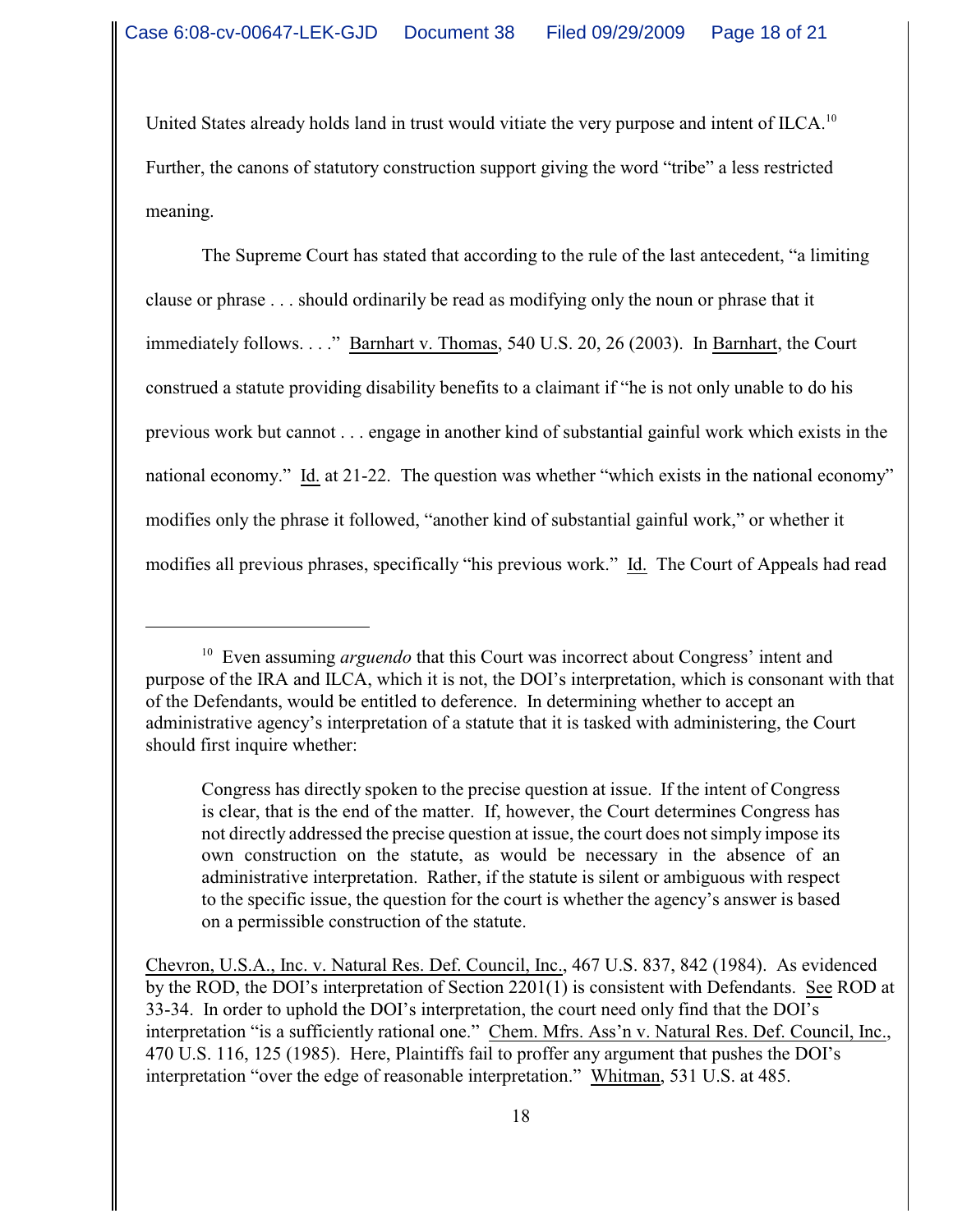United States already holds land in trust would vitiate the very purpose and intent of ILCA.[10] Further, the canons of statutory construction support giving the word "tribe" a less restricted meaning.

The Supreme Court has stated that according to the rule of the last antecedent, "a limiting clause or phrase . . . should ordinarily be read as modifying only the noun or phrase that it immediately follows. . . ." Barnhart v. Thomas, 540 U.S. 20, 26 (2003). In Barnhart, the Court construed a statute providing disability benefits to a claimant if "he is not only unable to do his previous work but cannot . . . engage in another kind of substantial gainful work which exists in the national economy." Id. at 21-22. The question was whether "which exists in the national economy" modifies only the phrase it followed, "another kind of substantial gainful work," or whether it modifies all previous phrases, specifically "his previous work." Id. The Court of Appeals had read

---

[10] Even assuming *arguendo* that this Court was incorrect about Congress' intent and purpose of the IRA and ILCA, which it is not, the DOI's interpretation, which is consonant with that of the Defendants, would be entitled to deference. In determining whether to accept an administrative agency's interpretation of a statute that it is tasked with administering, the Court should first inquire whether:

> Congress has directly spoken to the precise question at issue. If the intent of Congress is clear, that is the end of the matter. If, however, the Court determines Congress has not directly addressed the precise question at issue, the court does not simply impose its own construction on the statute, as would be necessary in the absence of an administrative interpretation. Rather, if the statute is silent or ambiguous with respect to the specific issue, the question for the court is whether the agency's answer is based on a permissible construction of the statute.

Chevron, U.S.A., Inc. v. Natural Res. Def. Council, Inc., 467 U.S. 837, 842 (1984). As evidenced by the ROD, the DOI's interpretation of Section 2201(1) is consistent with Defendants. See ROD at 33-34. In order to uphold the DOI's interpretation, the court need only find that the DOI's interpretation "is a sufficiently rational one." Chem. Mfrs. Ass'n v. Natural Res. Def. Council, Inc., 470 U.S. 116, 125 (1985). Here, Plaintiffs fail to proffer any argument that pushes the DOI's interpretation "over the edge of reasonable interpretation." Whitman, 531 U.S. at 485.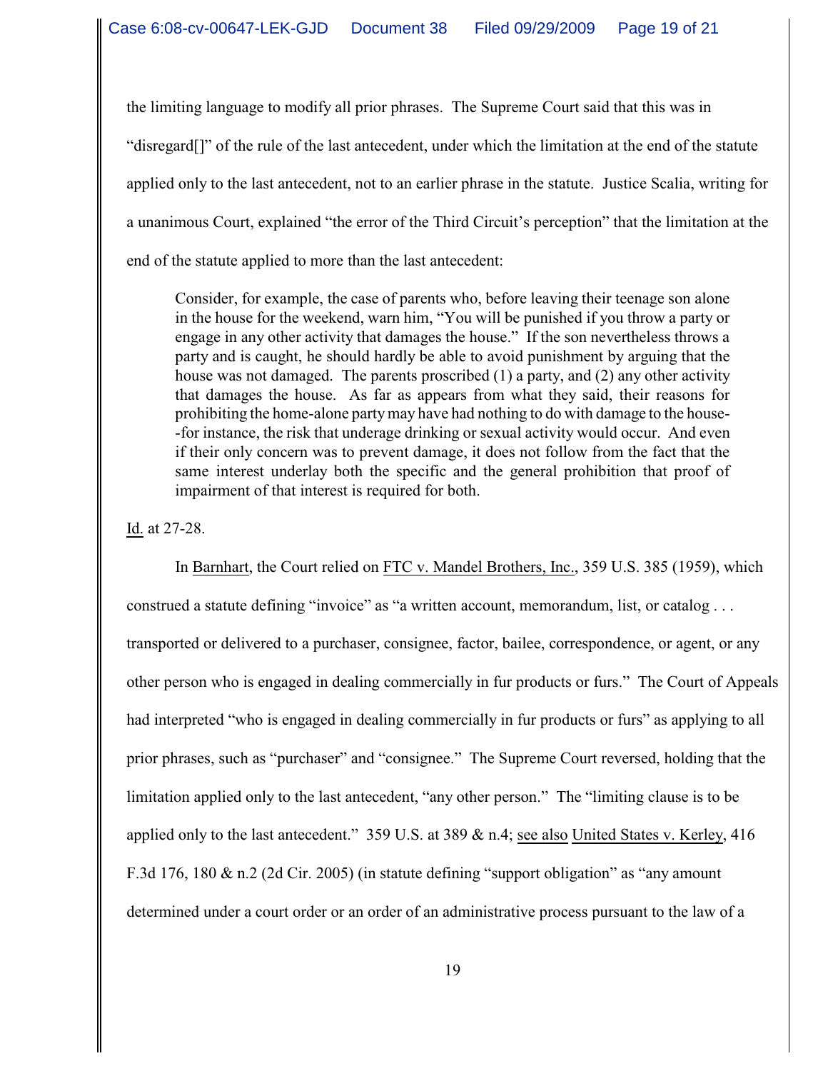the limiting language to modify all prior phrases. The Supreme Court said that this was in "disregard[]" of the rule of the last antecedent, under which the limitation at the end of the statute applied only to the last antecedent, not to an earlier phrase in the statute. Justice Scalia, writing for a unanimous Court, explained "the error of the Third Circuit's perception" that the limitation at the end of the statute applied to more than the last antecedent:

> Consider, for example, the case of parents who, before leaving their teenage son alone in the house for the weekend, warn him, "You will be punished if you throw a party or engage in any other activity that damages the house." If the son nevertheless throws a party and is caught, he should hardly be able to avoid punishment by arguing that the house was not damaged. The parents proscribed (1) a party, and (2) any other activity that damages the house. As far as appears from what they said, their reasons for prohibiting the home-alone party may have had nothing to do with damage to the house--for instance, the risk that underage drinking or sexual activity would occur. And even if their only concern was to prevent damage, it does not follow from the fact that the same interest underlay both the specific and the general prohibition that proof of impairment of that interest is required for both.

Id. at 27-28.

In Barnhart, the Court relied on FTC v. Mandel Brothers, Inc., 359 U.S. 385 (1959), which construed a statute defining "invoice" as "a written account, memorandum, list, or catalog . . . transported or delivered to a purchaser, consignee, factor, bailee, correspondence, or agent, or any other person who is engaged in dealing commercially in fur products or furs." The Court of Appeals had interpreted "who is engaged in dealing commercially in fur products or furs" as applying to all prior phrases, such as "purchaser" and "consignee." The Supreme Court reversed, holding that the limitation applied only to the last antecedent, "any other person." The "limiting clause is to be applied only to the last antecedent." 359 U.S. at 389 & n.4; see also United States v. Kerley, 416 F.3d 176, 180 & n.2 (2d Cir. 2005) (in statute defining "support obligation" as "any amount determined under a court order or an order of an administrative process pursuant to the law of a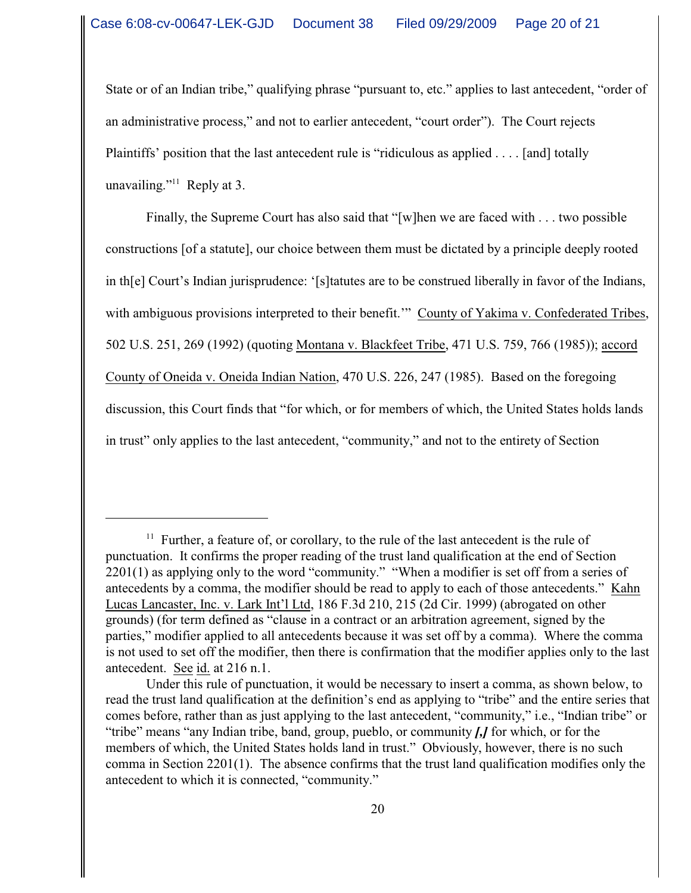State or of an Indian tribe," qualifying phrase "pursuant to, etc." applies to last antecedent, "order of an administrative process," and not to earlier antecedent, "court order"). The Court rejects Plaintiffs' position that the last antecedent rule is "ridiculous as applied . . . . [and] totally unavailing."[11] Reply at 3.

Finally, the Supreme Court has also said that "[w]hen we are faced with . . . two possible constructions [of a statute], our choice between them must be dictated by a principle deeply rooted in th[e] Court's Indian jurisprudence: '[s]tatutes are to be construed liberally in favor of the Indians, with ambiguous provisions interpreted to their benefit.'" County of Yakima v. Confederated Tribes, 502 U.S. 251, 269 (1992) (quoting Montana v. Blackfeet Tribe, 471 U.S. 759, 766 (1985)); accord County of Oneida v. Oneida Indian Nation, 470 U.S. 226, 247 (1985). Based on the foregoing discussion, this Court finds that "for which, or for members of which, the United States holds lands in trust" only applies to the last antecedent, "community," and not to the entirety of Section

---

[11] Further, a feature of, or corollary, to the rule of the last antecedent is the rule of punctuation. It confirms the proper reading of the trust land qualification at the end of Section 2201(1) as applying only to the word "community." "When a modifier is set off from a series of antecedents by a comma, the modifier should be read to apply to each of those antecedents." Kahn Lucas Lancaster, Inc. v. Lark Int'l Ltd, 186 F.3d 210, 215 (2d Cir. 1999) (abrogated on other grounds) (for term defined as "clause in a contract or an arbitration agreement, signed by the parties," modifier applied to all antecedents because it was set off by a comma). Where the comma is not used to set off the modifier, then there is confirmation that the modifier applies only to the last antecedent. See id. at 216 n.1.

Under this rule of punctuation, it would be necessary to insert a comma, as shown below, to read the trust land qualification at the definition's end as applying to "tribe" and the entire series that comes before, rather than as just applying to the last antecedent, "community," i.e., "Indian tribe" or "tribe" means "any Indian tribe, band, group, pueblo, or community ***[,]*** for which, or for the members of which, the United States holds land in trust." Obviously, however, there is no such comma in Section 2201(1). The absence confirms that the trust land qualification modifies only the antecedent to which it is connected, "community."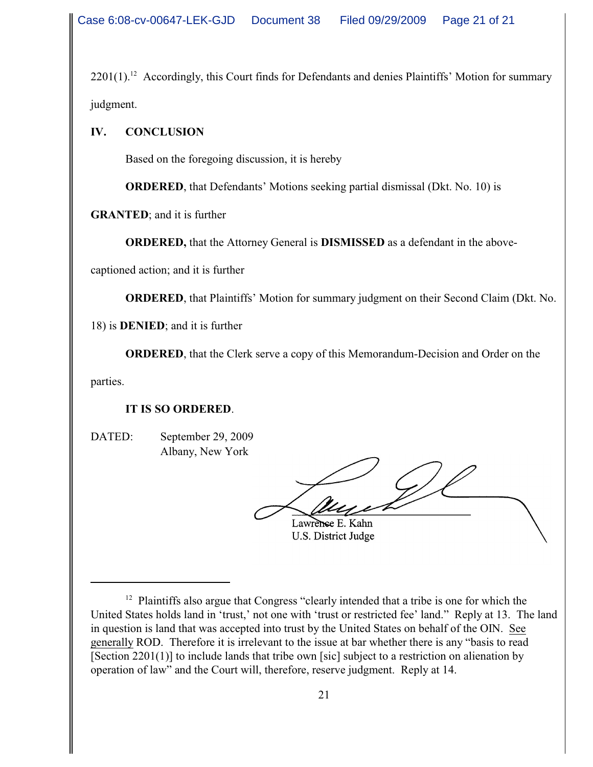2201(1).[12] Accordingly, this Court finds for Defendants and denies Plaintiffs' Motion for summary judgment.

## IV. CONCLUSION

Based on the foregoing discussion, it is hereby

**ORDERED**, that Defendants' Motions seeking partial dismissal (Dkt. No. 10) is **GRANTED**; and it is further

**ORDERED,** that the Attorney General is **DISMISSED** as a defendant in the above-captioned action; and it is further

**ORDERED**, that Plaintiffs' Motion for summary judgment on their Second Claim (Dkt. No. 18) is **DENIED**; and it is further

**ORDERED**, that the Clerk serve a copy of this Memorandum-Decision and Order on the parties.

**IT IS SO ORDERED**.

DATED: September 29, 2009
Albany, New York

Lawrence E. Kahn
U.S. District Judge

---

[12] Plaintiffs also argue that Congress "clearly intended that a tribe is one for which the United States holds land in 'trust,' not one with 'trust or restricted fee' land." Reply at 13. The land in question is land that was accepted into trust by the United States on behalf of the OIN. See generally ROD. Therefore it is irrelevant to the issue at bar whether there is any "basis to read [Section 2201(1)] to include lands that tribe own [sic] subject to a restriction on alienation by operation of law" and the Court will, therefore, reserve judgment. Reply at 14.